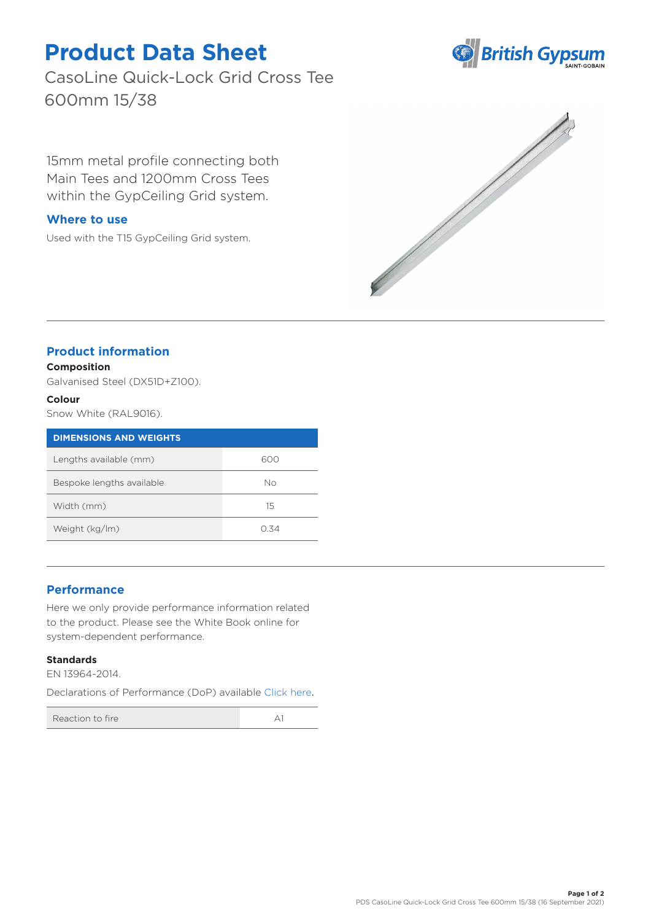# Product Data Sheet

CasoLine Quick-Lock Grid Cross Tee 600mm 15/38

15mm metal profile connecting both Main Tees and 1200mm Cross Tees within the GypCeiling Grid system.

## Where to use

Used with the T15 GypCeiling Grid system.

## Product information

**Composition**

Galvanised Steel (DX51D+Z100).

**Colour**

Snow White (RAL9016).

| DIMENSIONS AND WEIGHTS | |
|---|---|
| Lengths available (mm) | 600 |
| Bespoke lengths available | No |
| Width (mm) | 15 |
| Weight (kg/lm) | 0.34 |

## Performance

Here we only provide performance information related to the product. Please see the White Book online for system-dependent performance.

**Standards**

EN 13964-2014.

Declarations of Performance (DoP) available Click here.

| Reaction to fire | A1 |
|---|---|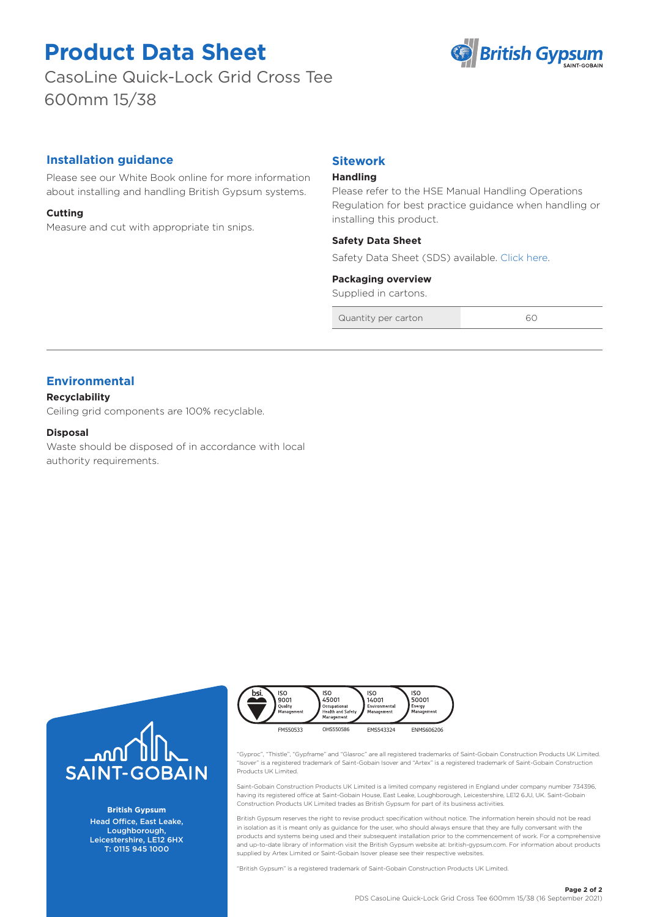# Product Data Sheet

CasoLine Quick-Lock Grid Cross Tee 600mm 15/38

## Installation guidance

Please see our White Book online for more information about installing and handling British Gypsum systems.

**Cutting**

Measure and cut with appropriate tin snips.

## Sitework

**Handling**

Please refer to the HSE Manual Handling Operations Regulation for best practice guidance when handling or installing this product.

**Safety Data Sheet**

Safety Data Sheet (SDS) available. Click here.

**Packaging overview**

Supplied in cartons.

| | |
|---|---|
| Quantity per carton | 60 |

## Environmental

**Recyclability**

Ceiling grid components are 100% recyclable.

**Disposal**

Waste should be disposed of in accordance with local authority requirements.

ISO 9001 Quality Management FM550533
ISO 45001 Occupational Health and Safety Management OHS550586
ISO 14001 Environmental Management EMS543324
ISO 50001 Energy Management ENMS606206

**British Gypsum**
Head Office, East Leake,
Loughborough,
Leicestershire, LE12 6HX
T: 0115 945 1000

"Gyproc", "Thistle", "Gypframe" and "Glasroc" are all registered trademarks of Saint-Gobain Construction Products UK Limited. "Isover" is a registered trademark of Saint-Gobain Isover and "Artex" is a registered trademark of Saint-Gobain Construction Products UK Limited.

Saint-Gobain Construction Products UK Limited is a limited company registered in England under company number 734396, having its registered office at Saint-Gobain House, East Leake, Loughborough, Leicestershire, LE12 6JU, UK. Saint-Gobain Construction Products UK Limited trades as British Gypsum for part of its business activities.

British Gypsum reserves the right to revise product specification without notice. The information herein should not be read in isolation as it is meant only as guidance for the user, who should always ensure that they are fully conversant with the products and systems being used and their subsequent installation prior to the commencement of work. For a comprehensive and up-to-date library of information visit the British Gypsum website at: british-gypsum.com. For information about products supplied by Artex Limited or Saint-Gobain Isover please see their respective websites.

"British Gypsum" is a registered trademark of Saint-Gobain Construction Products UK Limited.